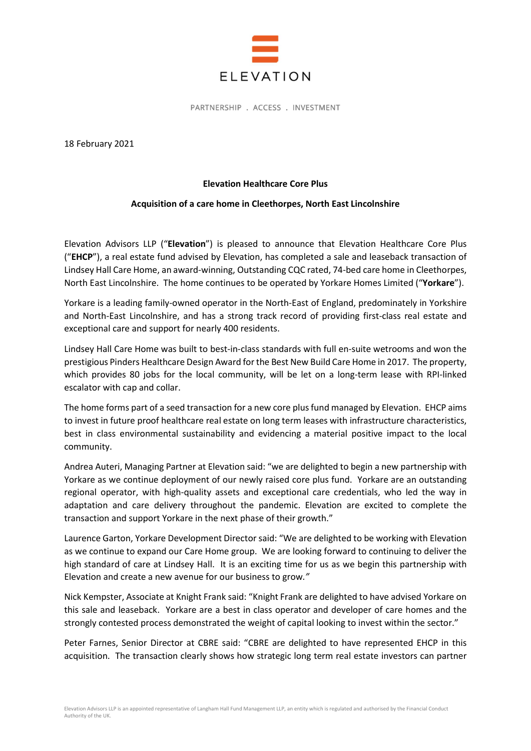ELEVATION

PARTNERSHIP . ACCESS . INVESTMENT

18 February 2021

**Elevation Healthcare Core Plus**

**Acquisition of a care home in Cleethorpes, North East Lincolnshire**

Elevation Advisors LLP ("**Elevation**") is pleased to announce that Elevation Healthcare Core Plus ("**EHCP**"), a real estate fund advised by Elevation, has completed a sale and leaseback transaction of Lindsey Hall Care Home, an award-winning, Outstanding CQC rated, 74-bed care home in Cleethorpes, North East Lincolnshire. The home continues to be operated by Yorkare Homes Limited ("**Yorkare**").

Yorkare is a leading family-owned operator in the North-East of England, predominately in Yorkshire and North-East Lincolnshire, and has a strong track record of providing first-class real estate and exceptional care and support for nearly 400 residents.

Lindsey Hall Care Home was built to best-in-class standards with full en-suite wetrooms and won the prestigious Pinders Healthcare Design Award for the Best New Build Care Home in 2017. The property, which provides 80 jobs for the local community, will be let on a long-term lease with RPI-linked escalator with cap and collar.

The home forms part of a seed transaction for a new core plus fund managed by Elevation. EHCP aims to invest in future proof healthcare real estate on long term leases with infrastructure characteristics, best in class environmental sustainability and evidencing a material positive impact to the local community.

Andrea Auteri, Managing Partner at Elevation said: "we are delighted to begin a new partnership with Yorkare as we continue deployment of our newly raised core plus fund. Yorkare are an outstanding regional operator, with high-quality assets and exceptional care credentials, who led the way in adaptation and care delivery throughout the pandemic. Elevation are excited to complete the transaction and support Yorkare in the next phase of their growth."

Laurence Garton, Yorkare Development Director said: "We are delighted to be working with Elevation as we continue to expand our Care Home group. We are looking forward to continuing to deliver the high standard of care at Lindsey Hall. It is an exciting time for us as we begin this partnership with Elevation and create a new avenue for our business to grow."

Nick Kempster, Associate at Knight Frank said: "Knight Frank are delighted to have advised Yorkare on this sale and leaseback. Yorkare are a best in class operator and developer of care homes and the strongly contested process demonstrated the weight of capital looking to invest within the sector."

Peter Farnes, Senior Director at CBRE said: "CBRE are delighted to have represented EHCP in this acquisition. The transaction clearly shows how strategic long term real estate investors can partner

Elevation Advisors LLP is an appointed representative of Langham Hall Fund Management LLP, an entity which is regulated and authorised by the Financial Conduct Authority of the UK.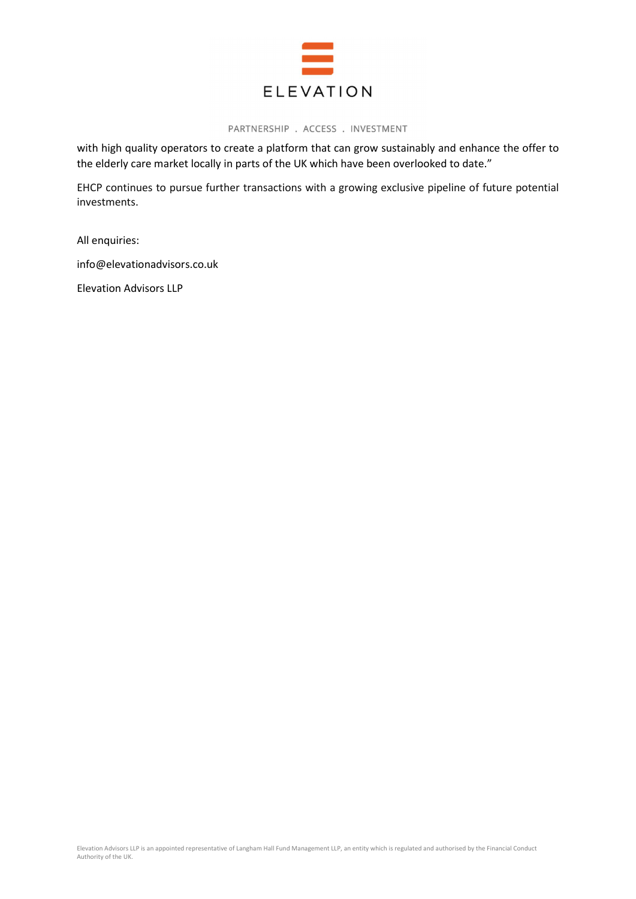with high quality operators to create a platform that can grow sustainably and enhance the offer to the elderly care market locally in parts of the UK which have been overlooked to date."

EHCP continues to pursue further transactions with a growing exclusive pipeline of future potential investments.

All enquiries:

info@elevationadvisors.co.uk

Elevation Advisors LLP

Elevation Advisors LLP is an appointed representative of Langham Hall Fund Management LLP, an entity which is regulated and authorised by the Financial Conduct Authority of the UK.